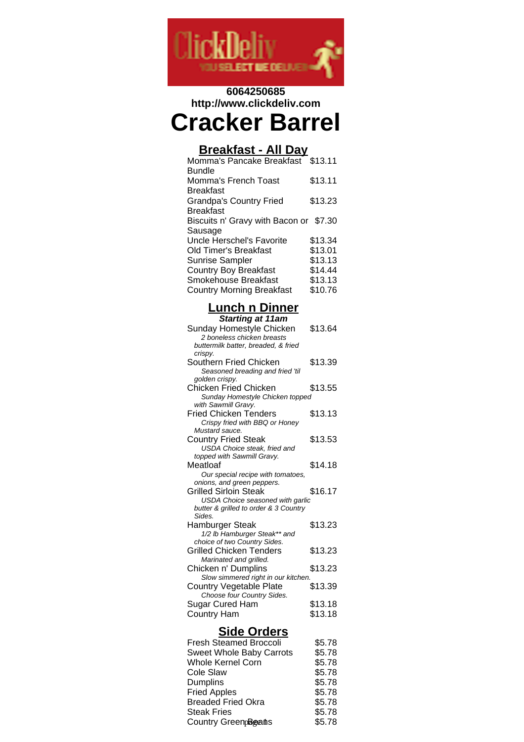6064250685
http://www.clickdeliv.com

# Cracker Barrel

## Breakfast - All Day

| Item | Price |
|---|---|
| Momma's Pancake Breakfast Bundle | $13.11 |
| Momma's French Toast Breakfast | $13.11 |
| Grandpa's Country Fried Breakfast | $13.23 |
| Biscuits n' Gravy with Bacon or Sausage | $7.30 |
| Uncle Herschel's Favorite | $13.34 |
| Old Timer's Breakfast | $13.01 |
| Sunrise Sampler | $13.13 |
| Country Boy Breakfast | $14.44 |
| Smokehouse Breakfast | $13.13 |
| Country Morning Breakfast | $10.76 |

## Lunch n Dinner

***Starting at 11am***

| Item | Price |
|---|---|
| Sunday Homestyle Chicken<br>*2 boneless chicken breasts buttermilk batter, breaded, & fried crispy.* | $13.64 |
| Southern Fried Chicken<br>*Seasoned breading and fried 'til golden crispy.* | $13.39 |
| Chicken Fried Chicken<br>*Sunday Homestyle Chicken topped with Sawmill Gravy.* | $13.55 |
| Fried Chicken Tenders<br>*Crispy fried with BBQ or Honey Mustard sauce.* | $13.13 |
| Country Fried Steak<br>*USDA Choice steak, fried and topped with Sawmill Gravy.* | $13.53 |
| Meatloaf<br>*Our special recipe with tomatoes, onions, and green peppers.* | $14.18 |
| Grilled Sirloin Steak<br>*USDA Choice seasoned with garlic butter & grilled to order & 3 Country Sides.* | $16.17 |
| Hamburger Steak<br>*1/2 lb Hamburger Steak** and choice of two Country Sides.* | $13.23 |
| Grilled Chicken Tenders<br>*Marinated and grilled.* | $13.23 |
| Chicken n' Dumplins<br>*Slow simmered right in our kitchen.* | $13.23 |
| Country Vegetable Plate<br>*Choose four Country Sides.* | $13.39 |
| Sugar Cured Ham | $13.18 |
| Country Ham | $13.18 |

## Side Orders

| Item | Price |
|---|---|
| Fresh Steamed Broccoli | $5.78 |
| Sweet Whole Baby Carrots | $5.78 |
| Whole Kernel Corn | $5.78 |
| Cole Slaw | $5.78 |
| Dumplins | $5.78 |
| Fried Apples | $5.78 |
| Breaded Fried Okra | $5.78 |
| Steak Fries | $5.78 |
| Country Green Beans | $5.78 |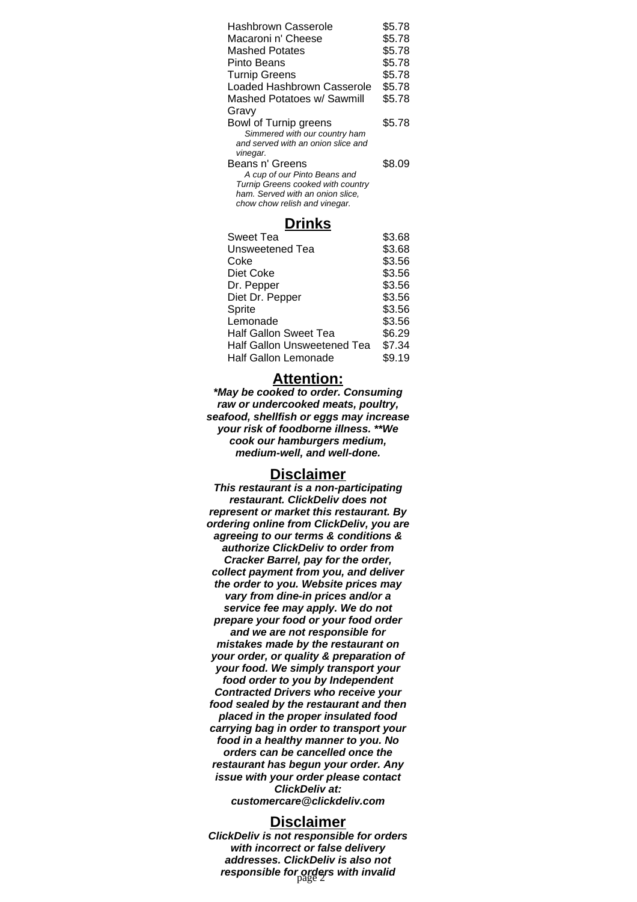| | |
|---|---|
| Hashbrown Casserole | $5.78 |
| Macaroni n' Cheese | $5.78 |
| Mashed Potates | $5.78 |
| Pinto Beans | $5.78 |
| Turnip Greens | $5.78 |
| Loaded Hashbrown Casserole | $5.78 |
| Mashed Potatoes w/ Sawmill Gravy | $5.78 |
| Bowl of Turnip greens<br>*Simmered with our country ham and served with an onion slice and vinegar.* | $5.78 |
| Beans n' Greens<br>*A cup of our Pinto Beans and Turnip Greens cooked with country ham. Served with an onion slice, chow chow relish and vinegar.* | $8.09 |

## Drinks

| | |
|---|---|
| Sweet Tea | $3.68 |
| Unsweetened Tea | $3.68 |
| Coke | $3.56 |
| Diet Coke | $3.56 |
| Dr. Pepper | $3.56 |
| Diet Dr. Pepper | $3.56 |
| Sprite | $3.56 |
| Lemonade | $3.56 |
| Half Gallon Sweet Tea | $6.29 |
| Half Gallon Unsweetened Tea | $7.34 |
| Half Gallon Lemonade | $9.19 |

## Attention:

***May be cooked to order. Consuming raw or undercooked meats, poultry, seafood, shellfish or eggs may increase your risk of foodborne illness. **We cook our hamburgers medium, medium-well, and well-done.***

## Disclaimer

***This restaurant is a non-participating restaurant. ClickDeliv does not represent or market this restaurant. By ordering online from ClickDeliv, you are agreeing to our terms & conditions & authorize ClickDeliv to order from Cracker Barrel, pay for the order, collect payment from you, and deliver the order to you. Website prices may vary from dine-in prices and/or a service fee may apply. We do not prepare your food or your food order and we are not responsible for mistakes made by the restaurant on your order, or quality & preparation of your food. We simply transport your food order to you by Independent Contracted Drivers who receive your food sealed by the restaurant and then placed in the proper insulated food carrying bag in order to transport your food in a healthy manner to you. No orders can be cancelled once the restaurant has begun your order. Any issue with your order please contact ClickDeliv at: customercare@clickdeliv.com***

## Disclaimer

***ClickDeliv is not responsible for orders with incorrect or false delivery addresses. ClickDeliv is also not responsible for orders with invalid***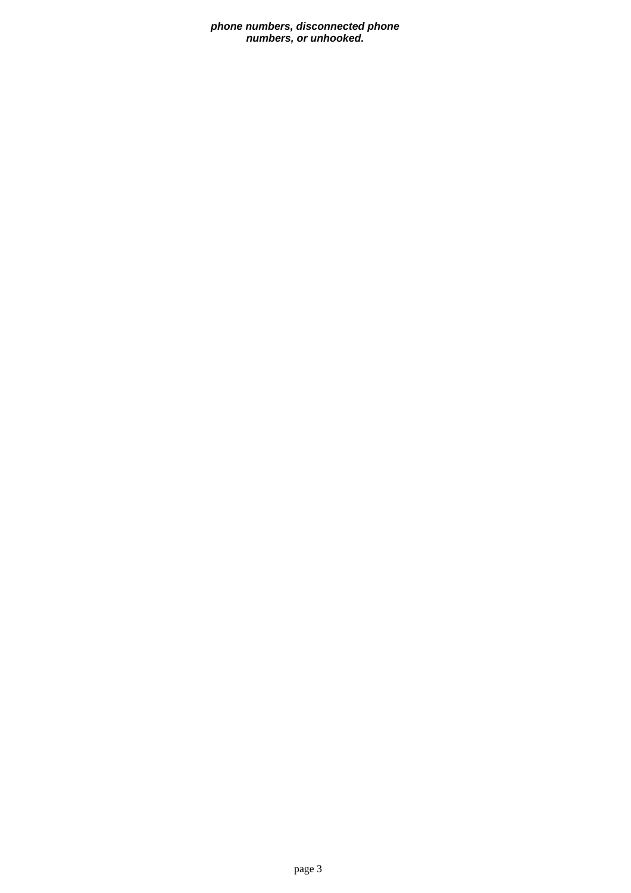***phone numbers, disconnected phone numbers, or unhooked.***